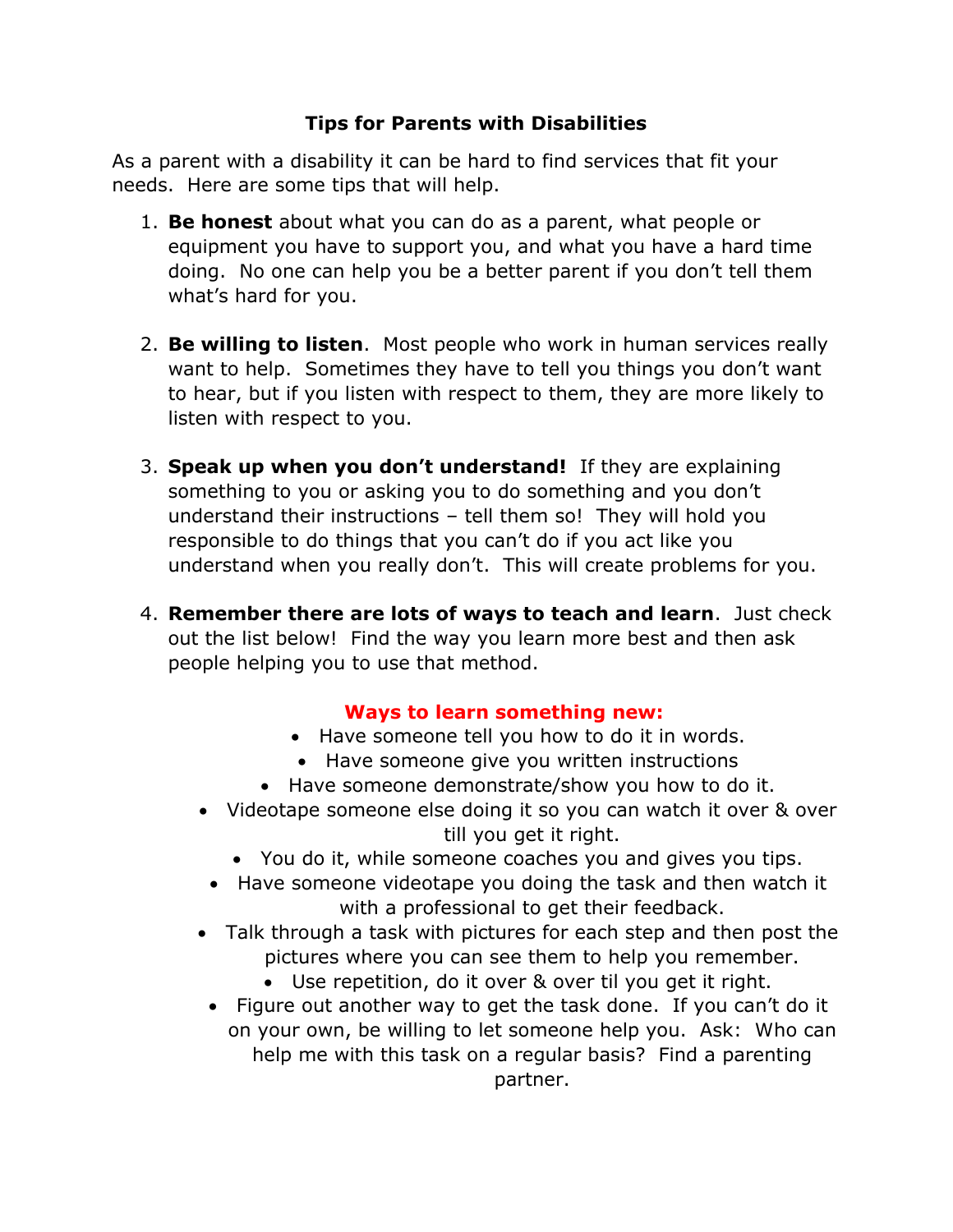# Tips for Parents with Disabilities

As a parent with a disability it can be hard to find services that fit your needs. Here are some tips that will help.

1. **Be honest** about what you can do as a parent, what people or equipment you have to support you, and what you have a hard time doing. No one can help you be a better parent if you don't tell them what's hard for you.

2. **Be willing to listen**. Most people who work in human services really want to help. Sometimes they have to tell you things you don't want to hear, but if you listen with respect to them, they are more likely to listen with respect to you.

3. **Speak up when you don't understand!** If they are explaining something to you or asking you to do something and you don't understand their instructions – tell them so! They will hold you responsible to do things that you can't do if you act like you understand when you really don't. This will create problems for you.

4. **Remember there are lots of ways to teach and learn**. Just check out the list below! Find the way you learn more best and then ask people helping you to use that method.

**Ways to learn something new:**

- Have someone tell you how to do it in words.
- Have someone give you written instructions
- Have someone demonstrate/show you how to do it.
- Videotape someone else doing it so you can watch it over & over till you get it right.
- You do it, while someone coaches you and gives you tips.
- Have someone videotape you doing the task and then watch it with a professional to get their feedback.
- Talk through a task with pictures for each step and then post the pictures where you can see them to help you remember.
- Use repetition, do it over & over til you get it right.
- Figure out another way to get the task done. If you can't do it on your own, be willing to let someone help you. Ask: Who can help me with this task on a regular basis? Find a parenting partner.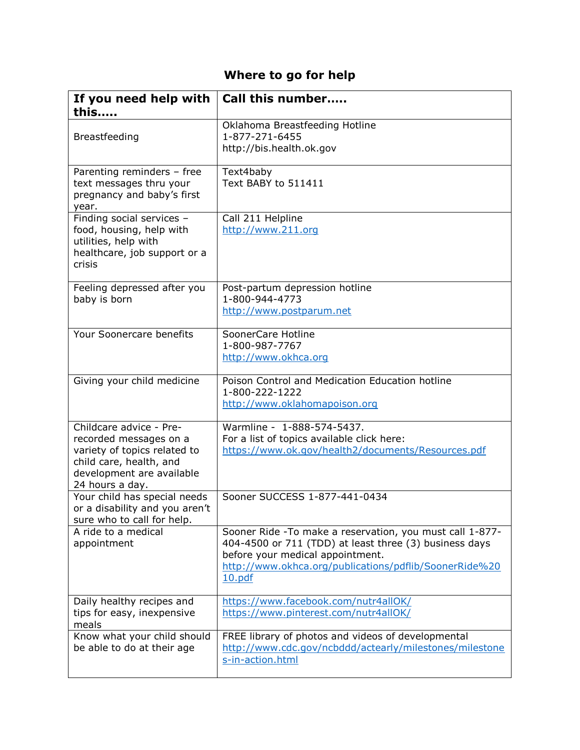# Where to go for help

| If you need help with this..... | Call this number..... |
|---|---|
| Breastfeeding | Oklahoma Breastfeeding Hotline<br>1-877-271-6455<br>http://bis.health.ok.gov |
| Parenting reminders – free text messages thru your pregnancy and baby's first year. | Text4baby<br>Text BABY to 511411 |
| Finding social services – food, housing, help with utilities, help with healthcare, job support or a crisis | Call 211 Helpline<br>http://www.211.org |
| Feeling depressed after you baby is born | Post-partum depression hotline<br>1-800-944-4773<br>http://www.postparum.net |
| Your Soonercare benefits | SoonerCare Hotline<br>1-800-987-7767<br>http://www.okhca.org |
| Giving your child medicine | Poison Control and Medication Education hotline<br>1-800-222-1222<br>http://www.oklahomapoison.org |
| Childcare advice - Pre-recorded messages on a variety of topics related to child care, health, and development are available 24 hours a day. | Warmline - 1-888-574-5437.<br>For a list of topics available click here:<br>https://www.ok.gov/health2/documents/Resources.pdf |
| Your child has special needs or a disability and you aren't sure who to call for help. | Sooner SUCCESS 1-877-441-0434 |
| A ride to a medical appointment | Sooner Ride -To make a reservation, you must call 1-877-404-4500 or 711 (TDD) at least three (3) business days before your medical appointment.<br>http://www.okhca.org/publications/pdflib/SoonerRide%2010.pdf |
| Daily healthy recipes and tips for easy, inexpensive meals | https://www.facebook.com/nutr4allOK/<br>https://www.pinterest.com/nutr4allOK/ |
| Know what your child should be able to do at their age | FREE library of photos and videos of developmental<br>http://www.cdc.gov/ncbddd/actearly/milestones/milestones-in-action.html |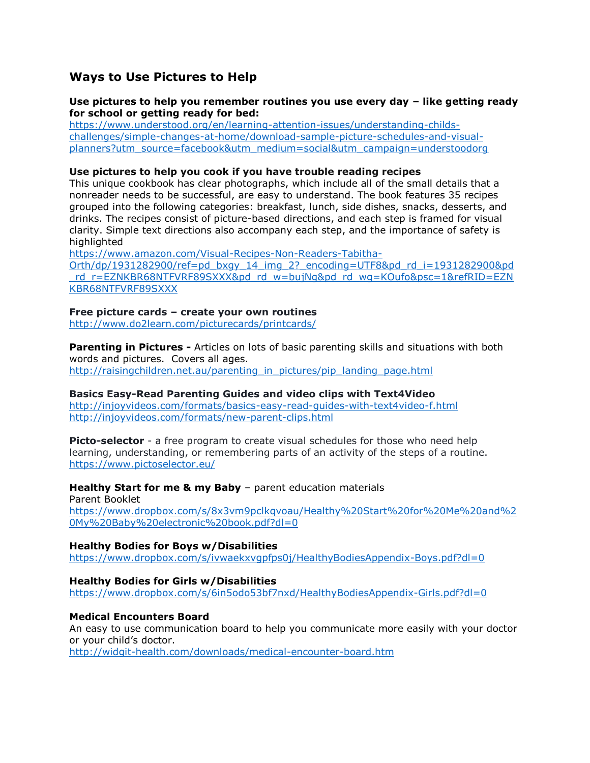## Ways to Use Pictures to Help

**Use pictures to help you remember routines you use every day – like getting ready for school or getting ready for bed:**
https://www.understood.org/en/learning-attention-issues/understanding-childs-challenges/simple-changes-at-home/download-sample-picture-schedules-and-visual-planners?utm_source=facebook&utm_medium=social&utm_campaign=understoodorg

**Use pictures to help you cook if you have trouble reading recipes**
This unique cookbook has clear photographs, which include all of the small details that a nonreader needs to be successful, are easy to understand. The book features 35 recipes grouped into the following categories: breakfast, lunch, side dishes, snacks, desserts, and drinks. The recipes consist of picture-based directions, and each step is framed for visual clarity. Simple text directions also accompany each step, and the importance of safety is highlighted
https://www.amazon.com/Visual-Recipes-Non-Readers-Tabitha-Orth/dp/1931282900/ref=pd_bxgy_14_img_2?_encoding=UTF8&pd_rd_i=1931282900&pd_rd_r=EZNKBR68NTFVRF89SXXX&pd_rd_w=bujNg&pd_rd_wg=KOufo&psc=1&refRID=EZNKBR68NTFVRF89SXXX

**Free picture cards – create your own routines**
http://www.do2learn.com/picturecards/printcards/

**Parenting in Pictures -** Articles on lots of basic parenting skills and situations with both words and pictures. Covers all ages.
http://raisingchildren.net.au/parenting_in_pictures/pip_landing_page.html

**Basics Easy-Read Parenting Guides and video clips with Text4Video**
http://injoyvideos.com/formats/basics-easy-read-guides-with-text4video-f.html
http://injoyvideos.com/formats/new-parent-clips.html

**Picto-selector** - a free program to create visual schedules for those who need help learning, understanding, or remembering parts of an activity of the steps of a routine.
https://www.pictoselector.eu/

**Healthy Start for me & my Baby** – parent education materials
Parent Booklet
https://www.dropbox.com/s/8x3vm9pclkqvoau/Healthy%20Start%20for%20Me%20and%20My%20Baby%20electronic%20book.pdf?dl=0

**Healthy Bodies for Boys w/Disabilities**
https://www.dropbox.com/s/ivwaekxvgpfps0j/HealthyBodiesAppendix-Boys.pdf?dl=0

**Healthy Bodies for Girls w/Disabilities**
https://www.dropbox.com/s/6in5odo53bf7nxd/HealthyBodiesAppendix-Girls.pdf?dl=0

**Medical Encounters Board**
An easy to use communication board to help you communicate more easily with your doctor or your child's doctor.
http://widgit-health.com/downloads/medical-encounter-board.htm